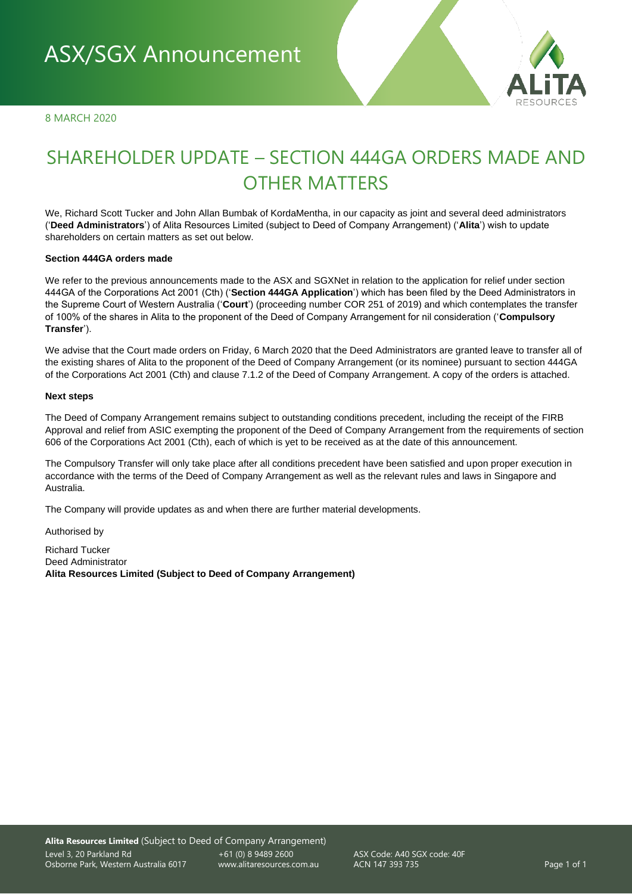# ASX/SGX Announcement

8 MARCH 2020

## SHAREHOLDER UPDATE – SECTION 444GA ORDERS MADE AND OTHER MATTERS

We, Richard Scott Tucker and John Allan Bumbak of KordaMentha, in our capacity as joint and several deed administrators ('**Deed Administrators**') of Alita Resources Limited (subject to Deed of Company Arrangement) ('**Alita**') wish to update shareholders on certain matters as set out below.

**Section 444GA orders made**

We refer to the previous announcements made to the ASX and SGXNet in relation to the application for relief under section 444GA of the Corporations Act 2001 (Cth) ('**Section 444GA Application**') which has been filed by the Deed Administrators in the Supreme Court of Western Australia ('**Court**') (proceeding number COR 251 of 2019) and which contemplates the transfer of 100% of the shares in Alita to the proponent of the Deed of Company Arrangement for nil consideration ('**Compulsory Transfer**').

We advise that the Court made orders on Friday, 6 March 2020 that the Deed Administrators are granted leave to transfer all of the existing shares of Alita to the proponent of the Deed of Company Arrangement (or its nominee) pursuant to section 444GA of the Corporations Act 2001 (Cth) and clause 7.1.2 of the Deed of Company Arrangement. A copy of the orders is attached.

**Next steps**

The Deed of Company Arrangement remains subject to outstanding conditions precedent, including the receipt of the FIRB Approval and relief from ASIC exempting the proponent of the Deed of Company Arrangement from the requirements of section 606 of the Corporations Act 2001 (Cth), each of which is yet to be received as at the date of this announcement.

The Compulsory Transfer will only take place after all conditions precedent have been satisfied and upon proper execution in accordance with the terms of the Deed of Company Arrangement as well as the relevant rules and laws in Singapore and Australia.

The Company will provide updates as and when there are further material developments.

Authorised by

Richard Tucker
Deed Administrator
**Alita Resources Limited (Subject to Deed of Company Arrangement)**

**Alita Resources Limited** (Subject to Deed of Company Arrangement)
Level 3, 20 Parkland Rd
Osborne Park, Western Australia 6017
+61 (0) 8 9489 2600
www.alitaresources.com.au
ASX Code: A40 SGX code: 40F
ACN 147 393 735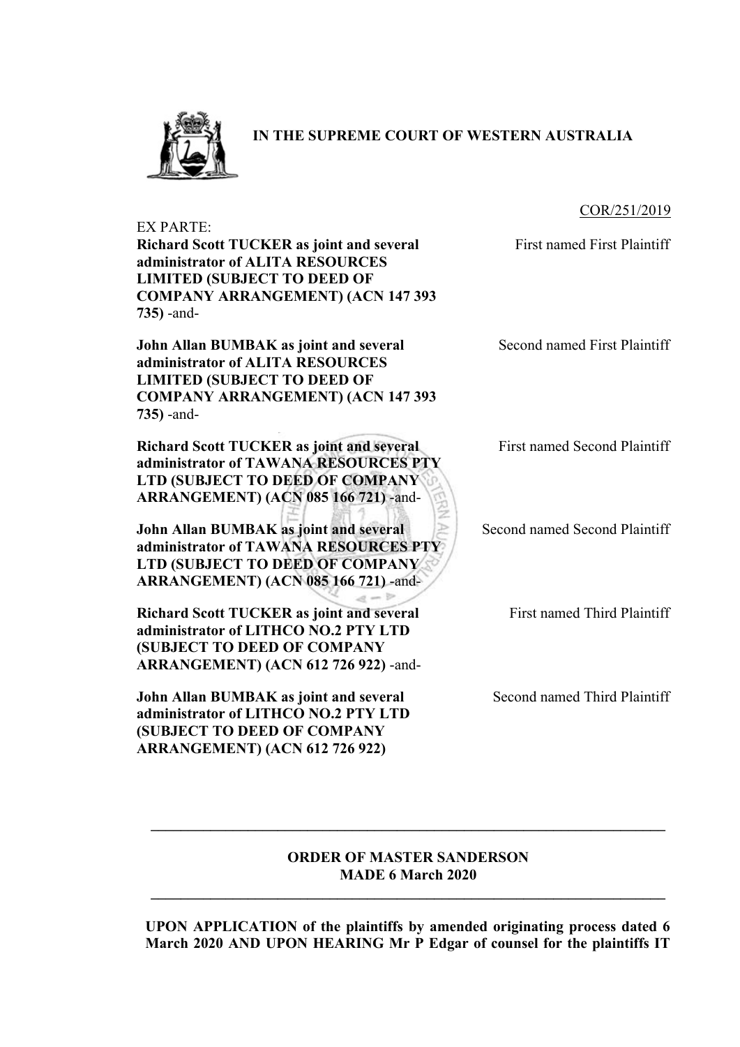**IN THE SUPREME COURT OF WESTERN AUSTRALIA**

COR/251/2019

EX PARTE:

| | |
|---|---|
| **Richard Scott TUCKER as joint and several administrator of ALITA RESOURCES LIMITED (SUBJECT TO DEED OF COMPANY ARRANGEMENT) (ACN 147 393 735)** -and- | First named First Plaintiff |
| **John Allan BUMBAK as joint and several administrator of ALITA RESOURCES LIMITED (SUBJECT TO DEED OF COMPANY ARRANGEMENT) (ACN 147 393 735)** -and- | Second named First Plaintiff |
| **Richard Scott TUCKER as joint and several administrator of TAWANA RESOURCES PTY LTD (SUBJECT TO DEED OF COMPANY ARRANGEMENT) (ACN 085 166 721)** -and- | First named Second Plaintiff |
| **John Allan BUMBAK as joint and several administrator of TAWANA RESOURCES PTY LTD (SUBJECT TO DEED OF COMPANY ARRANGEMENT) (ACN 085 166 721)** -and- | Second named Second Plaintiff |
| **Richard Scott TUCKER as joint and several administrator of LITHCO NO.2 PTY LTD (SUBJECT TO DEED OF COMPANY ARRANGEMENT) (ACN 612 726 922)** -and- | First named Third Plaintiff |
| **John Allan BUMBAK as joint and several administrator of LITHCO NO.2 PTY LTD (SUBJECT TO DEED OF COMPANY ARRANGEMENT) (ACN 612 726 922)** | Second named Third Plaintiff |

---

**ORDER OF MASTER SANDERSON**
**MADE 6 March 2020**

---

**UPON APPLICATION of the plaintiffs by amended originating process dated 6 March 2020 AND UPON HEARING Mr P Edgar of counsel for the plaintiffs IT**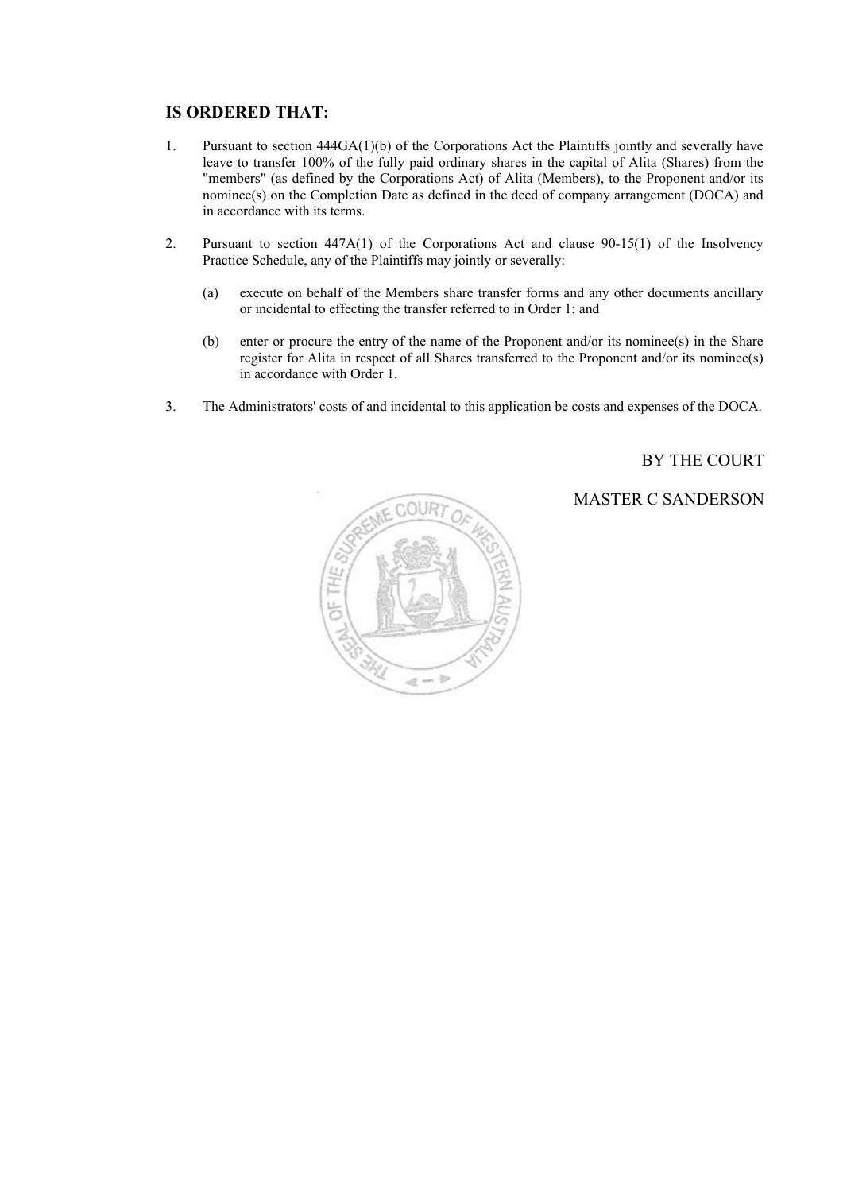## IS ORDERED THAT:

1. Pursuant to section 444GA(1)(b) of the Corporations Act the Plaintiffs jointly and severally have leave to transfer 100% of the fully paid ordinary shares in the capital of Alita (Shares) from the "members" (as defined by the Corporations Act) of Alita (Members), to the Proponent and/or its nominee(s) on the Completion Date as defined in the deed of company arrangement (DOCA) and in accordance with its terms.

2. Pursuant to section 447A(1) of the Corporations Act and clause 90-15(1) of the Insolvency Practice Schedule, any of the Plaintiffs may jointly or severally:

   (a) execute on behalf of the Members share transfer forms and any other documents ancillary or incidental to effecting the transfer referred to in Order 1; and

   (b) enter or procure the entry of the name of the Proponent and/or its nominee(s) in the Share register for Alita in respect of all Shares transferred to the Proponent and/or its nominee(s) in accordance with Order 1.

3. The Administrators' costs of and incidental to this application be costs and expenses of the DOCA.

BY THE COURT

MASTER C SANDERSON